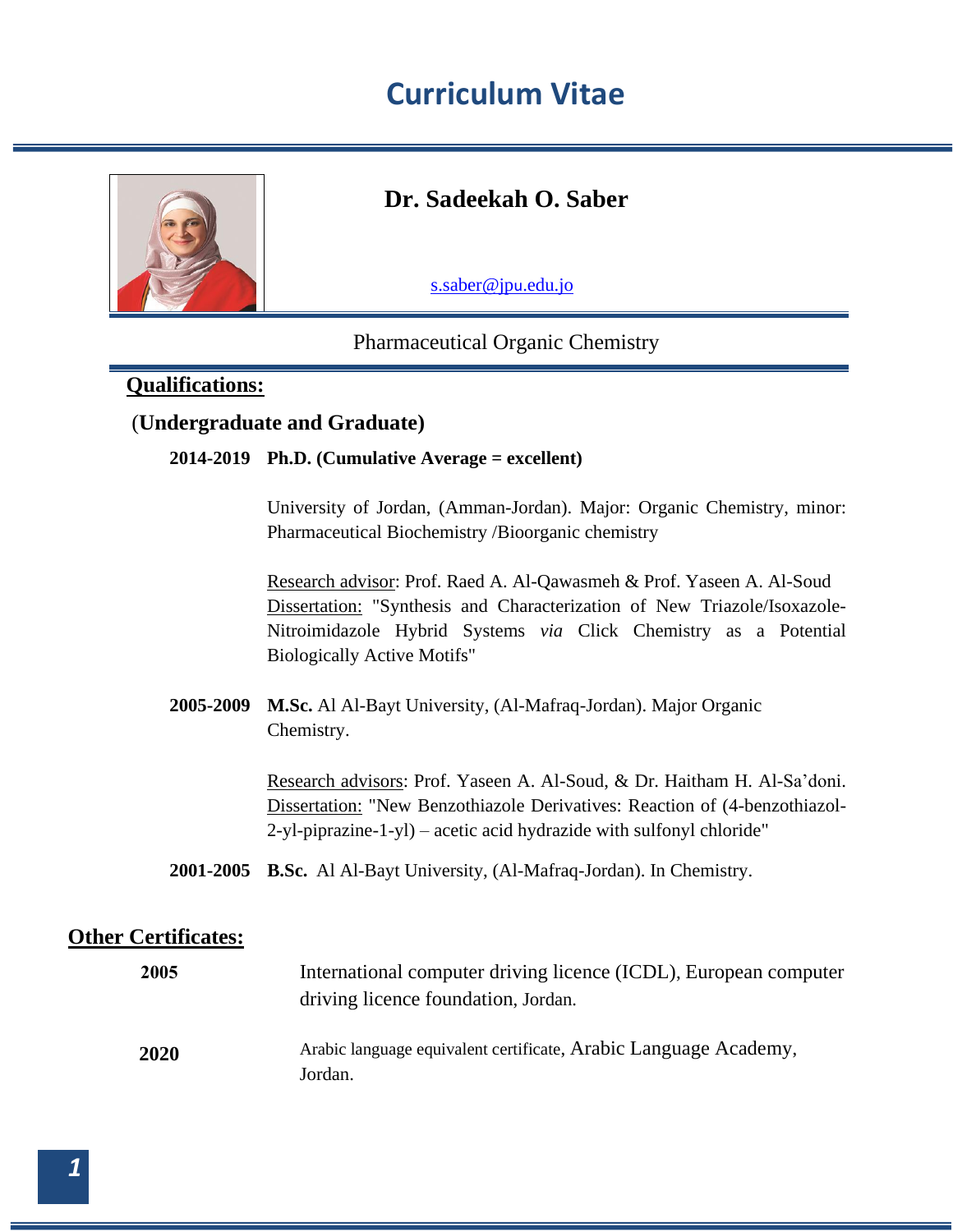# Curriculum Vitae

## Dr. Sadeekah O. Saber

s.saber@jpu.edu.jo

Pharmaceutical Organic Chemistry

## Qualifications:

### (Undergraduate and Graduate)

**2014-2019** **Ph.D. (Cumulative Average = excellent)**

University of Jordan, (Amman-Jordan). Major: Organic Chemistry, minor: Pharmaceutical Biochemistry /Bioorganic chemistry

Research advisor: Prof. Raed A. Al-Qawasmeh & Prof. Yaseen A. Al-Soud
Dissertation: "Synthesis and Characterization of New Triazole/Isoxazole-Nitroimidazole Hybrid Systems *via* Click Chemistry as a Potential Biologically Active Motifs"

**2005-2009** **M.Sc.** Al Al-Bayt University, (Al-Mafraq-Jordan). Major Organic Chemistry.

Research advisors: Prof. Yaseen A. Al-Soud, & Dr. Haitham H. Al-Sa'doni.
Dissertation: "New Benzothiazole Derivatives: Reaction of (4-benzothiazol-2-yl-piprazine-1-yl) – acetic acid hydrazide with sulfonyl chloride"

**2001-2005** **B.Sc.** Al Al-Bayt University, (Al-Mafraq-Jordan). In Chemistry.

## Other Certificates:

**2005** International computer driving licence (ICDL), European computer driving licence foundation, Jordan.

**2020** Arabic language equivalent certificate, Arabic Language Academy, Jordan.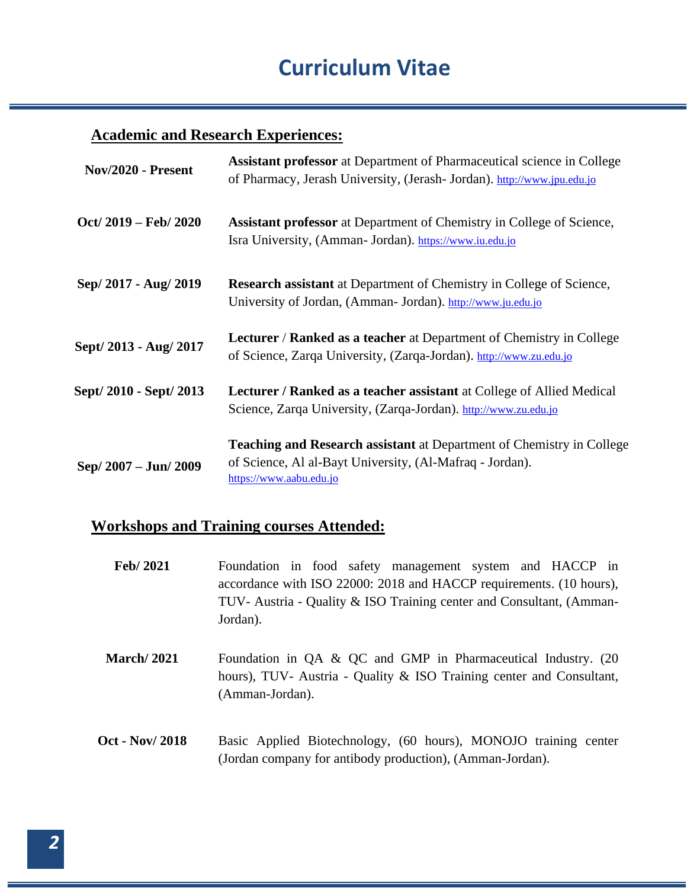# Curriculum Vitae

## Academic and Research Experiences:

**Nov/2020 - Present** — **Assistant professor** at Department of Pharmaceutical science in College of Pharmacy, Jerash University, (Jerash- Jordan). http://www.jpu.edu.jo

**Oct/ 2019 – Feb/ 2020** — **Assistant professor** at Department of Chemistry in College of Science, Isra University, (Amman- Jordan). https://www.iu.edu.jo

**Sep/ 2017 - Aug/ 2019** — **Research assistant** at Department of Chemistry in College of Science, University of Jordan, (Amman- Jordan). http://www.ju.edu.jo

**Sept/ 2013 - Aug/ 2017** — **Lecturer** / **Ranked as a teacher** at Department of Chemistry in College of Science, Zarqa University, (Zarqa-Jordan). http://www.zu.edu.jo

**Sept/ 2010 - Sept/ 2013** — **Lecturer / Ranked as a teacher assistant** at College of Allied Medical Science, Zarqa University, (Zarqa-Jordan). http://www.zu.edu.jo

**Sep/ 2007 – Jun/ 2009** — **Teaching and Research assistant** at Department of Chemistry in College of Science, Al al-Bayt University, (Al-Mafraq - Jordan). https://www.aabu.edu.jo

## Workshops and Training courses Attended:

**Feb/ 2021** — Foundation in food safety management system and HACCP in accordance with ISO 22000: 2018 and HACCP requirements. (10 hours), TUV- Austria - Quality & ISO Training center and Consultant, (Amman-Jordan).

**March/ 2021** — Foundation in QA & QC and GMP in Pharmaceutical Industry. (20 hours), TUV- Austria - Quality & ISO Training center and Consultant, (Amman-Jordan).

**Oct - Nov/ 2018** — Basic Applied Biotechnology, (60 hours), MONOJO training center (Jordan company for antibody production), (Amman-Jordan).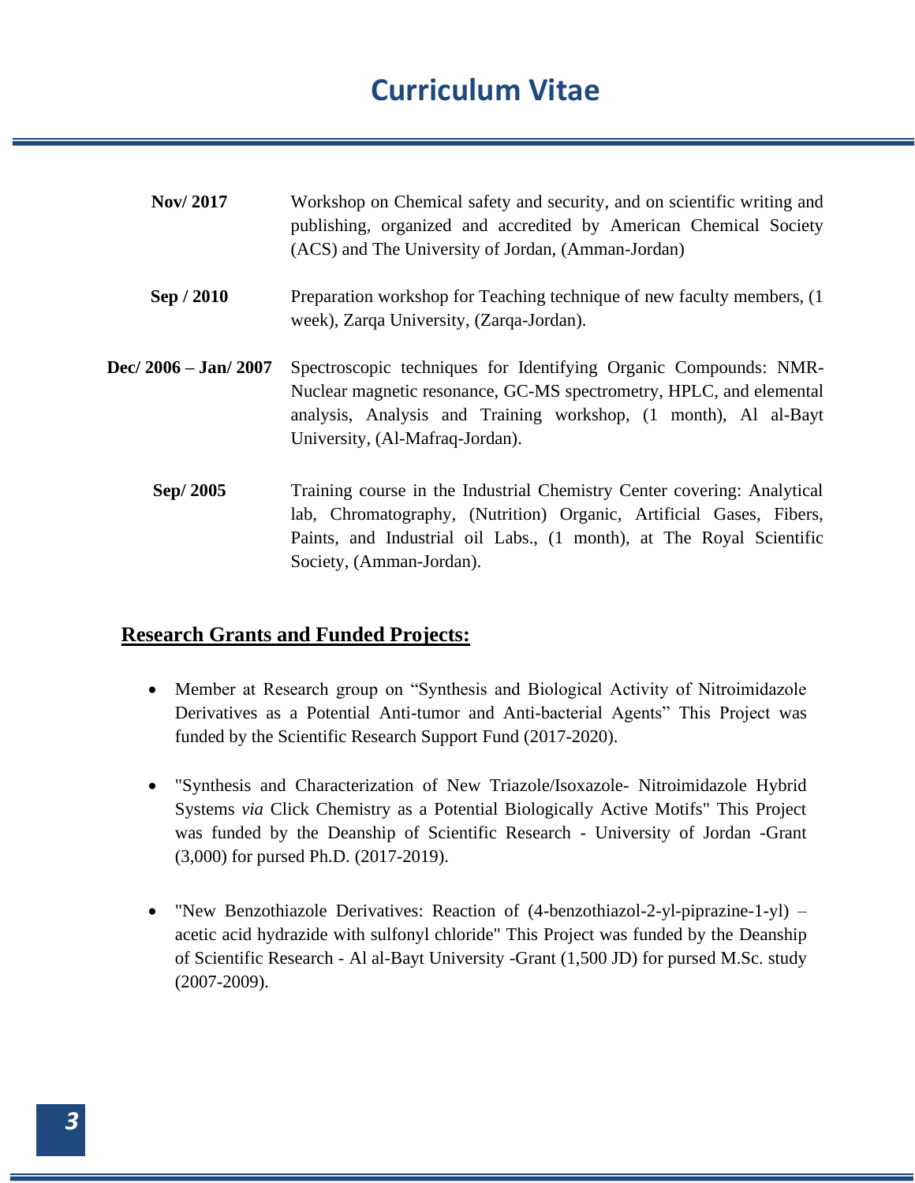| | |
|---|---|
| **Nov/ 2017** | Workshop on Chemical safety and security, and on scientific writing and publishing, organized and accredited by American Chemical Society (ACS) and The University of Jordan, (Amman-Jordan) |
| **Sep / 2010** | Preparation workshop for Teaching technique of new faculty members, (1 week), Zarqa University, (Zarqa-Jordan). |
| **Dec/ 2006 – Jan/ 2007** | Spectroscopic techniques for Identifying Organic Compounds: NMR-Nuclear magnetic resonance, GC-MS spectrometry, HPLC, and elemental analysis, Analysis and Training workshop, (1 month), Al al-Bayt University, (Al-Mafraq-Jordan). |
| **Sep/ 2005** | Training course in the Industrial Chemistry Center covering: Analytical lab, Chromatography, (Nutrition) Organic, Artificial Gases, Fibers, Paints, and Industrial oil Labs., (1 month), at The Royal Scientific Society, (Amman-Jordan). |

## Research Grants and Funded Projects:

- Member at Research group on "Synthesis and Biological Activity of Nitroimidazole Derivatives as a Potential Anti-tumor and Anti-bacterial Agents" This Project was funded by the Scientific Research Support Fund (2017-2020).

- "Synthesis and Characterization of New Triazole/Isoxazole- Nitroimidazole Hybrid Systems *via* Click Chemistry as a Potential Biologically Active Motifs" This Project was funded by the Deanship of Scientific Research - University of Jordan -Grant (3,000) for pursed Ph.D. (2017-2019).

- "New Benzothiazole Derivatives: Reaction of (4-benzothiazol-2-yl-piprazine-1-yl) – acetic acid hydrazide with sulfonyl chloride" This Project was funded by the Deanship of Scientific Research - Al al-Bayt University -Grant (1,500 JD) for pursed M.Sc. study (2007-2009).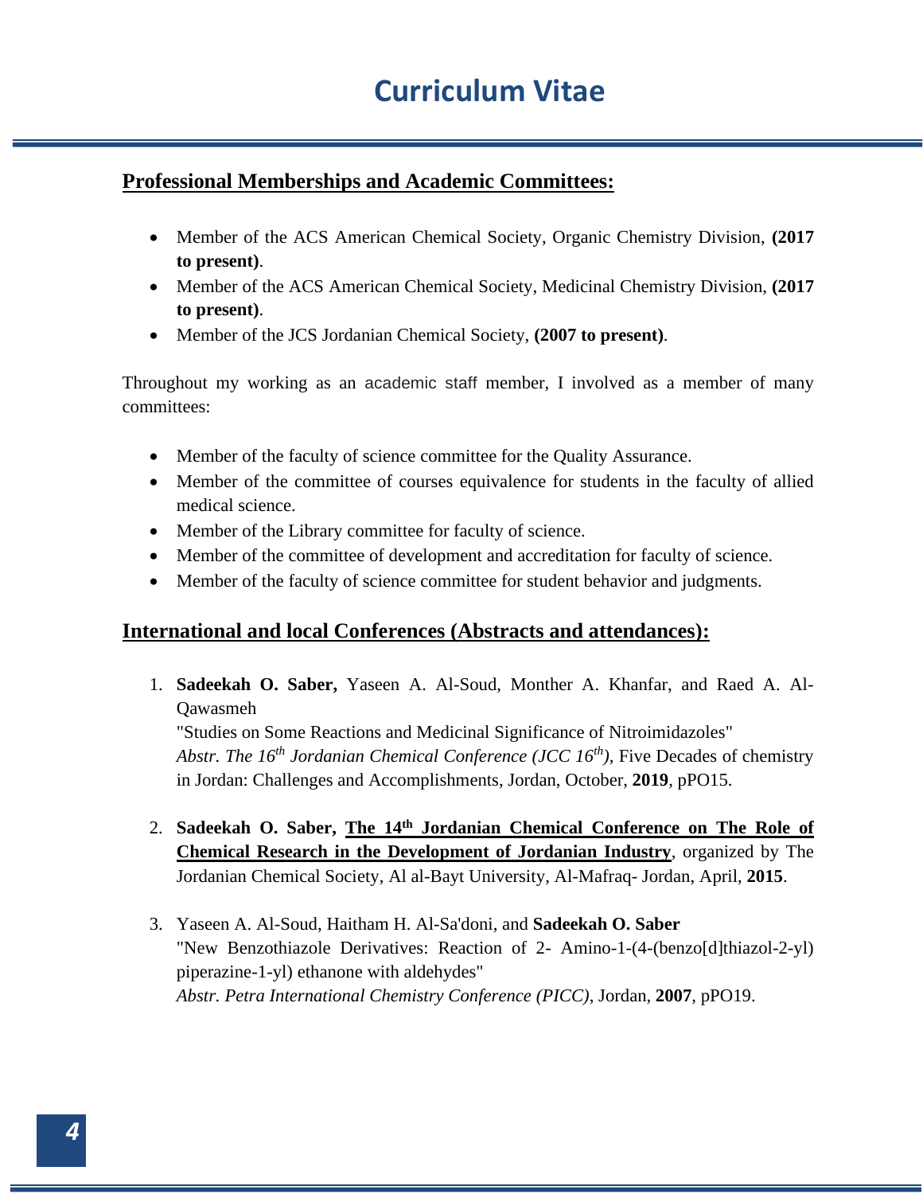# Curriculum Vitae

## Professional Memberships and Academic Committees:

- Member of the ACS American Chemical Society, Organic Chemistry Division, **(2017 to present)**.
- Member of the ACS American Chemical Society, Medicinal Chemistry Division, **(2017 to present)**.
- Member of the JCS Jordanian Chemical Society, **(2007 to present)**.

Throughout my working as an academic staff member, I involved as a member of many committees:

- Member of the faculty of science committee for the Quality Assurance.
- Member of the committee of courses equivalence for students in the faculty of allied medical science.
- Member of the Library committee for faculty of science.
- Member of the committee of development and accreditation for faculty of science.
- Member of the faculty of science committee for student behavior and judgments.

## International and local Conferences (Abstracts and attendances):

1. **Sadeekah O. Saber,** Yaseen A. Al-Soud, Monther A. Khanfar, and Raed A. Al-Qawasmeh
   "Studies on Some Reactions and Medicinal Significance of Nitroimidazoles"
   *Abstr. The 16th Jordanian Chemical Conference (JCC 16th)*, Five Decades of chemistry in Jordan: Challenges and Accomplishments, Jordan, October, **2019**, pPO15.

2. **Sadeekah O. Saber, The 14th Jordanian Chemical Conference on The Role of Chemical Research in the Development of Jordanian Industry**, organized by The Jordanian Chemical Society, Al al-Bayt University, Al-Mafraq- Jordan, April, **2015**.

3. Yaseen A. Al-Soud, Haitham H. Al-Sa'doni, and **Sadeekah O. Saber**
   "New Benzothiazole Derivatives: Reaction of 2- Amino-1-(4-(benzo[d]thiazol-2-yl) piperazine-1-yl) ethanone with aldehydes"
   *Abstr. Petra International Chemistry Conference (PICC)*, Jordan, **2007**, pPO19.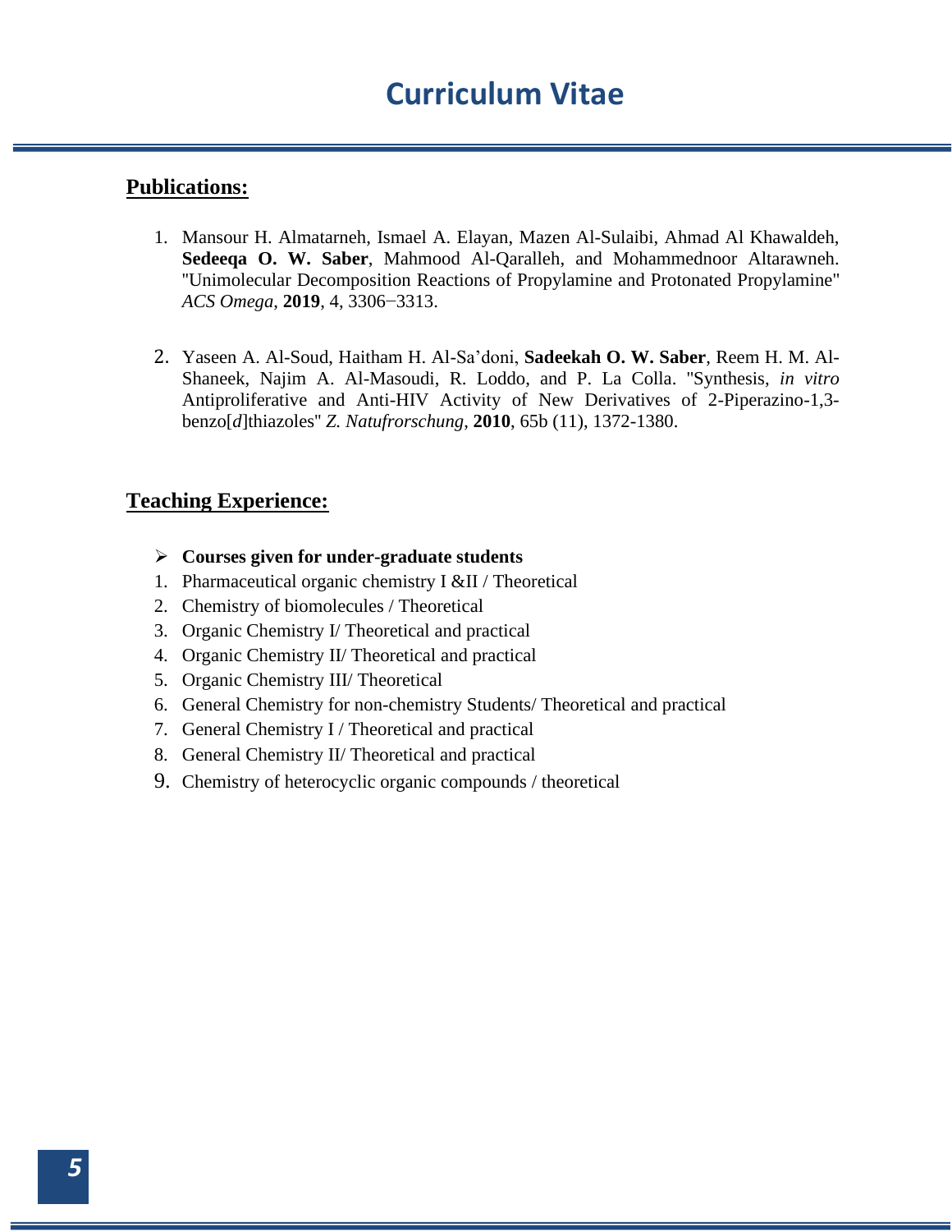# Curriculum Vitae

## Publications:

1. Mansour H. Almatarneh, Ismael A. Elayan, Mazen Al-Sulaibi, Ahmad Al Khawaldeh, **Sedeeqa O. W. Saber**, Mahmood Al-Qaralleh, and Mohammednoor Altarawneh. "Unimolecular Decomposition Reactions of Propylamine and Protonated Propylamine" *ACS Omega*, **2019**, 4, 3306−3313.

2. Yaseen A. Al-Soud, Haitham H. Al-Sa'doni, **Sadeekah O. W. Saber**, Reem H. M. Al-Shaneek, Najim A. Al-Masoudi, R. Loddo, and P. La Colla. "Synthesis, *in vitro* Antiproliferative and Anti-HIV Activity of New Derivatives of 2-Piperazino-1,3-benzo[*d*]thiazoles" *Z. Natufrorschung*, **2010**, 65b (11), 1372-1380.

## Teaching Experience:

- **Courses given for under-graduate students**

1. Pharmaceutical organic chemistry I &II / Theoretical
2. Chemistry of biomolecules / Theoretical
3. Organic Chemistry I/ Theoretical and practical
4. Organic Chemistry II/ Theoretical and practical
5. Organic Chemistry III/ Theoretical
6. General Chemistry for non-chemistry Students/ Theoretical and practical
7. General Chemistry I / Theoretical and practical
8. General Chemistry II/ Theoretical and practical
9. Chemistry of heterocyclic organic compounds / theoretical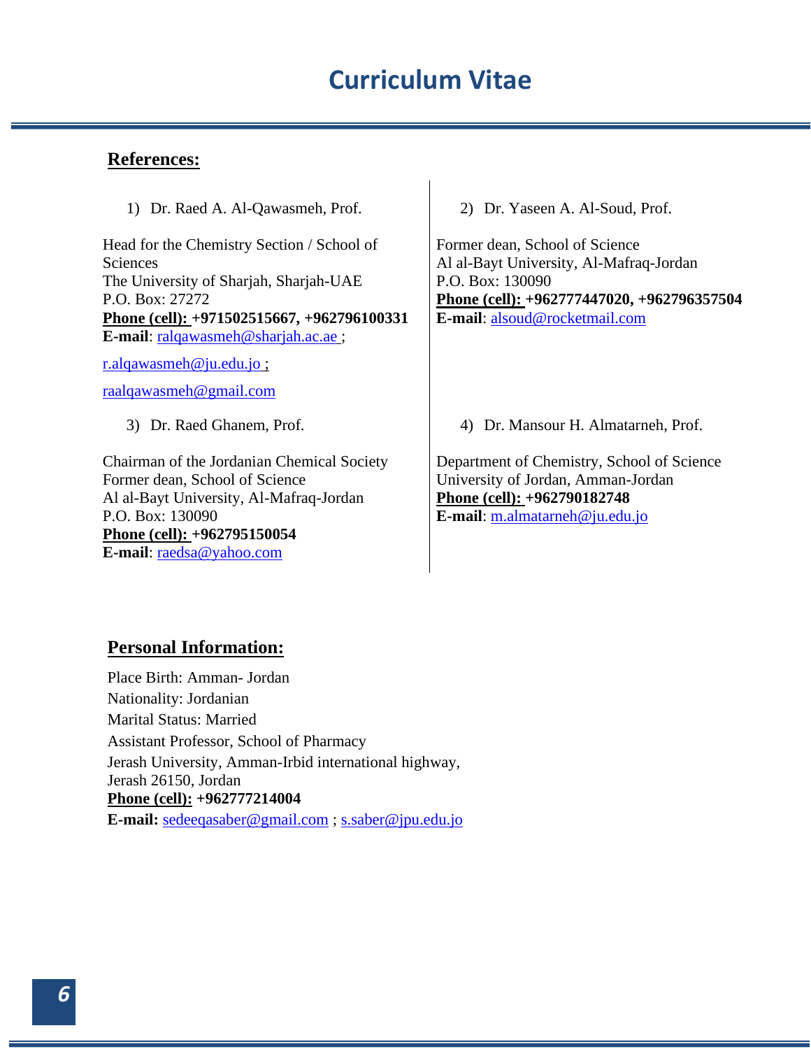# Curriculum Vitae

## References:

1) Dr. Raed A. Al-Qawasmeh, Prof.

Head for the Chemistry Section / School of Sciences
The University of Sharjah, Sharjah-UAE
P.O. Box: 27272
**Phone (cell): +971502515667, +962796100331**
**E-mail**: ralqawasmeh@sharjah.ac.ae ;

r.alqawasmeh@ju.edu.jo ;

raalqawasmeh@gmail.com

2) Dr. Yaseen A. Al-Soud, Prof.

Former dean, School of Science
Al al-Bayt University, Al-Mafraq-Jordan
P.O. Box: 130090
**Phone (cell): +962777447020, +962796357504**
**E-mail**: alsoud@rocketmail.com

3) Dr. Raed Ghanem, Prof.

Chairman of the Jordanian Chemical Society
Former dean, School of Science
Al al-Bayt University, Al-Mafraq-Jordan
P.O. Box: 130090
**Phone (cell): +962795150054**
**E-mail**: raedsa@yahoo.com

4) Dr. Mansour H. Almatarneh, Prof.

Department of Chemistry, School of Science
University of Jordan, Amman-Jordan
**Phone (cell): +962790182748**
**E-mail**: m.almatarneh@ju.edu.jo

## Personal Information:

Place Birth: Amman- Jordan
Nationality: Jordanian
Marital Status: Married
Assistant Professor, School of Pharmacy
Jerash University, Amman-Irbid international highway,
Jerash 26150, Jordan
**Phone (cell): +962777214004**
**E-mail:** sedeeqasaber@gmail.com ; s.saber@jpu.edu.jo